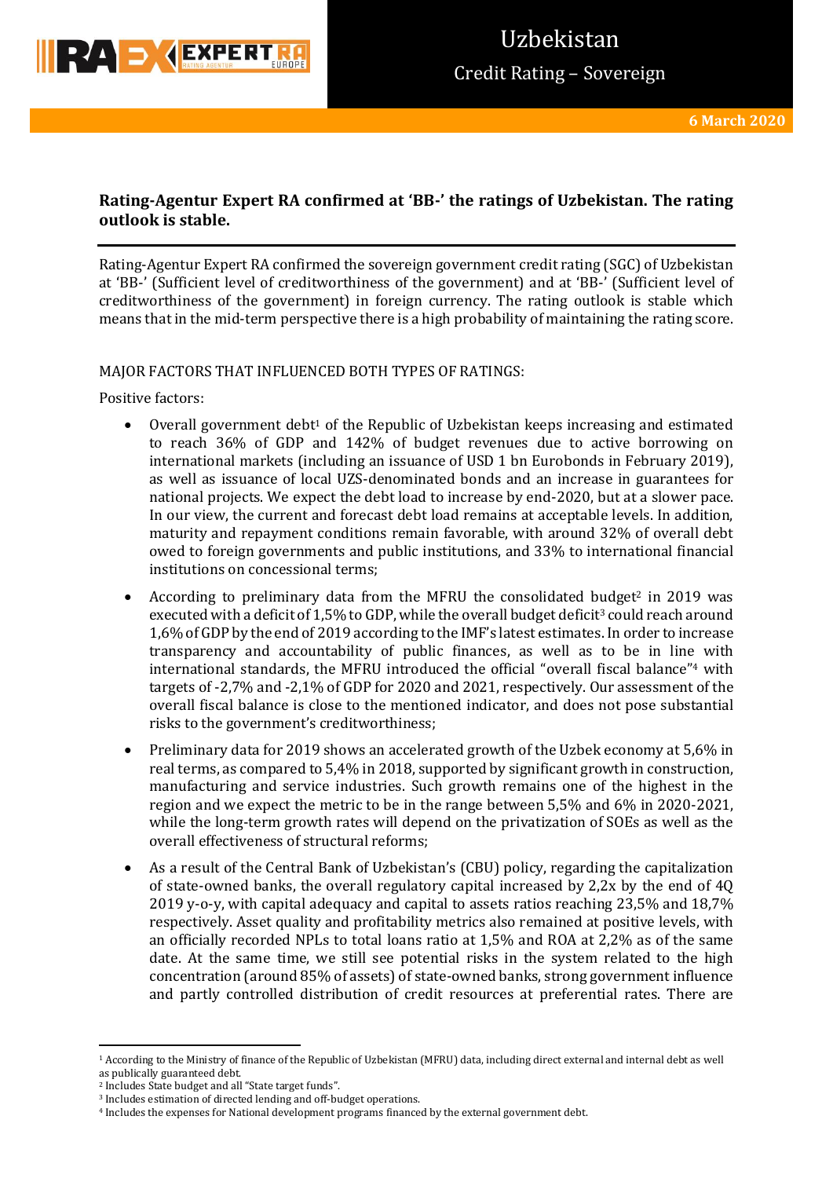# Uzbekistan

## Credit Rating – Sovereign

**6 March 2020**

**Rating-Agentur Expert RA confirmed at 'BB-' the ratings of Uzbekistan. The rating outlook is stable.**

Rating-Agentur Expert RA confirmed the sovereign government credit rating (SGC) of Uzbekistan at 'BB-' (Sufficient level of creditworthiness of the government) and at 'BB-' (Sufficient level of creditworthiness of the government) in foreign currency. The rating outlook is stable which means that in the mid-term perspective there is a high probability of maintaining the rating score.

MAJOR FACTORS THAT INFLUENCED BOTH TYPES OF RATINGS:

Positive factors:

- Overall government debt[1] of the Republic of Uzbekistan keeps increasing and estimated to reach 36% of GDP and 142% of budget revenues due to active borrowing on international markets (including an issuance of USD 1 bn Eurobonds in February 2019), as well as issuance of local UZS-denominated bonds and an increase in guarantees for national projects. We expect the debt load to increase by end-2020, but at a slower pace. In our view, the current and forecast debt load remains at acceptable levels. In addition, maturity and repayment conditions remain favorable, with around 32% of overall debt owed to foreign governments and public institutions, and 33% to international financial institutions on concessional terms;
- According to preliminary data from the MFRU the consolidated budget[2] in 2019 was executed with a deficit of 1,5% to GDP, while the overall budget deficit[3] could reach around 1,6% of GDP by the end of 2019 according to the IMF's latest estimates. In order to increase transparency and accountability of public finances, as well as to be in line with international standards, the MFRU introduced the official "overall fiscal balance"[4] with targets of -2,7% and -2,1% of GDP for 2020 and 2021, respectively. Our assessment of the overall fiscal balance is close to the mentioned indicator, and does not pose substantial risks to the government's creditworthiness;
- Preliminary data for 2019 shows an accelerated growth of the Uzbek economy at 5,6% in real terms, as compared to 5,4% in 2018, supported by significant growth in construction, manufacturing and service industries. Such growth remains one of the highest in the region and we expect the metric to be in the range between 5,5% and 6% in 2020-2021, while the long-term growth rates will depend on the privatization of SOEs as well as the overall effectiveness of structural reforms;
- As a result of the Central Bank of Uzbekistan's (CBU) policy, regarding the capitalization of state-owned banks, the overall regulatory capital increased by 2,2x by the end of 4Q 2019 y-o-y, with capital adequacy and capital to assets ratios reaching 23,5% and 18,7% respectively. Asset quality and profitability metrics also remained at positive levels, with an officially recorded NPLs to total loans ratio at 1,5% and ROA at 2,2% as of the same date. At the same time, we still see potential risks in the system related to the high concentration (around 85% of assets) of state-owned banks, strong government influence and partly controlled distribution of credit resources at preferential rates. There are

---

[1] According to the Ministry of finance of the Republic of Uzbekistan (MFRU) data, including direct external and internal debt as well as publically guaranteed debt.

[2] Includes State budget and all "State target funds".

[3] Includes estimation of directed lending and off-budget operations.

[4] Includes the expenses for National development programs financed by the external government debt.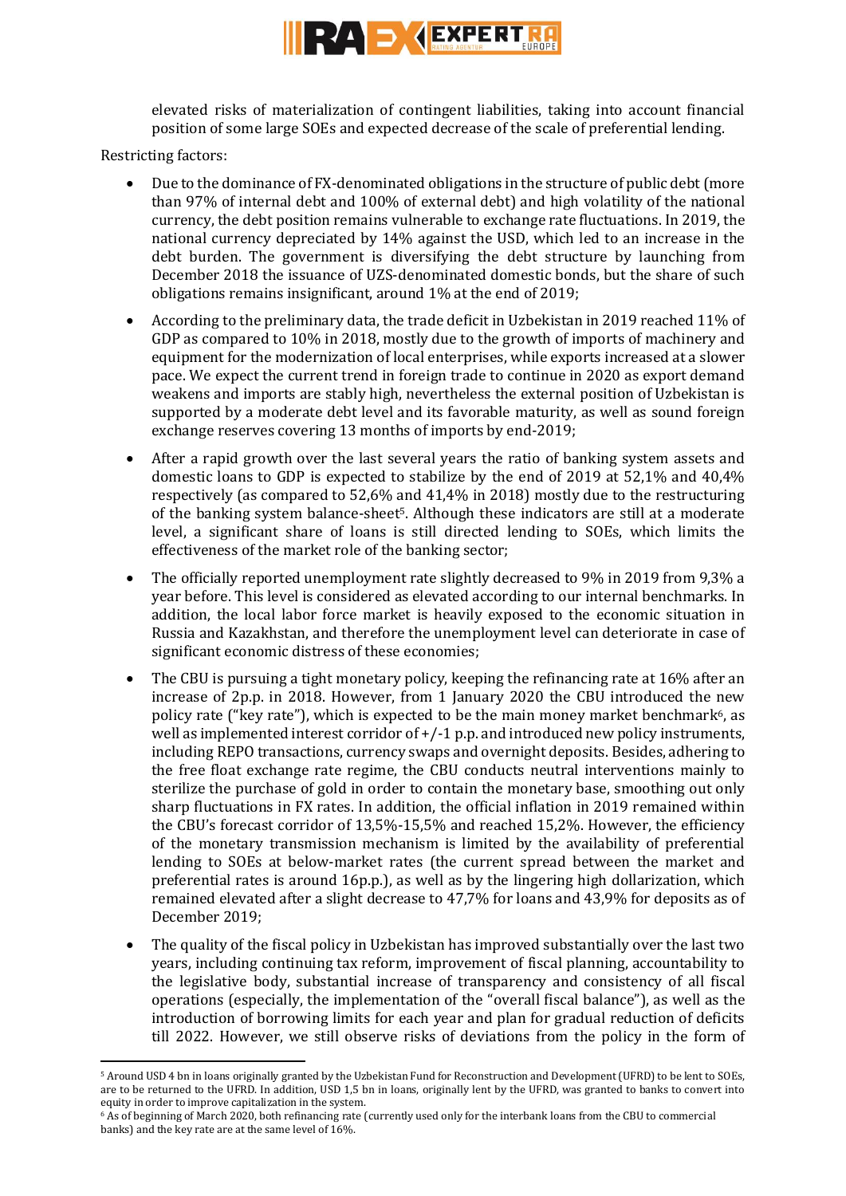elevated risks of materialization of contingent liabilities, taking into account financial position of some large SOEs and expected decrease of the scale of preferential lending.

Restricting factors:

- Due to the dominance of FX-denominated obligations in the structure of public debt (more than 97% of internal debt and 100% of external debt) and high volatility of the national currency, the debt position remains vulnerable to exchange rate fluctuations. In 2019, the national currency depreciated by 14% against the USD, which led to an increase in the debt burden. The government is diversifying the debt structure by launching from December 2018 the issuance of UZS-denominated domestic bonds, but the share of such obligations remains insignificant, around 1% at the end of 2019;
- According to the preliminary data, the trade deficit in Uzbekistan in 2019 reached 11% of GDP as compared to 10% in 2018, mostly due to the growth of imports of machinery and equipment for the modernization of local enterprises, while exports increased at a slower pace. We expect the current trend in foreign trade to continue in 2020 as export demand weakens and imports are stably high, nevertheless the external position of Uzbekistan is supported by a moderate debt level and its favorable maturity, as well as sound foreign exchange reserves covering 13 months of imports by end-2019;
- After a rapid growth over the last several years the ratio of banking system assets and domestic loans to GDP is expected to stabilize by the end of 2019 at 52,1% and 40,4% respectively (as compared to 52,6% and 41,4% in 2018) mostly due to the restructuring of the banking system balance-sheet[5]. Although these indicators are still at a moderate level, a significant share of loans is still directed lending to SOEs, which limits the effectiveness of the market role of the banking sector;
- The officially reported unemployment rate slightly decreased to 9% in 2019 from 9,3% a year before. This level is considered as elevated according to our internal benchmarks. In addition, the local labor force market is heavily exposed to the economic situation in Russia and Kazakhstan, and therefore the unemployment level can deteriorate in case of significant economic distress of these economies;
- The CBU is pursuing a tight monetary policy, keeping the refinancing rate at 16% after an increase of 2p.p. in 2018. However, from 1 January 2020 the CBU introduced the new policy rate ("key rate"), which is expected to be the main money market benchmark[6], as well as implemented interest corridor of +/-1 p.p. and introduced new policy instruments, including REPO transactions, currency swaps and overnight deposits. Besides, adhering to the free float exchange rate regime, the CBU conducts neutral interventions mainly to sterilize the purchase of gold in order to contain the monetary base, smoothing out only sharp fluctuations in FX rates. In addition, the official inflation in 2019 remained within the CBU's forecast corridor of 13,5%-15,5% and reached 15,2%. However, the efficiency of the monetary transmission mechanism is limited by the availability of preferential lending to SOEs at below-market rates (the current spread between the market and preferential rates is around 16p.p.), as well as by the lingering high dollarization, which remained elevated after a slight decrease to 47,7% for loans and 43,9% for deposits as of December 2019;
- The quality of the fiscal policy in Uzbekistan has improved substantially over the last two years, including continuing tax reform, improvement of fiscal planning, accountability to the legislative body, substantial increase of transparency and consistency of all fiscal operations (especially, the implementation of the "overall fiscal balance"), as well as the introduction of borrowing limits for each year and plan for gradual reduction of deficits till 2022. However, we still observe risks of deviations from the policy in the form of

---

[5] Around USD 4 bn in loans originally granted by the Uzbekistan Fund for Reconstruction and Development (UFRD) to be lent to SOEs, are to be returned to the UFRD. In addition, USD 1,5 bn in loans, originally lent by the UFRD, was granted to banks to convert into equity in order to improve capitalization in the system.

[6] As of beginning of March 2020, both refinancing rate (currently used only for the interbank loans from the CBU to commercial banks) and the key rate are at the same level of 16%.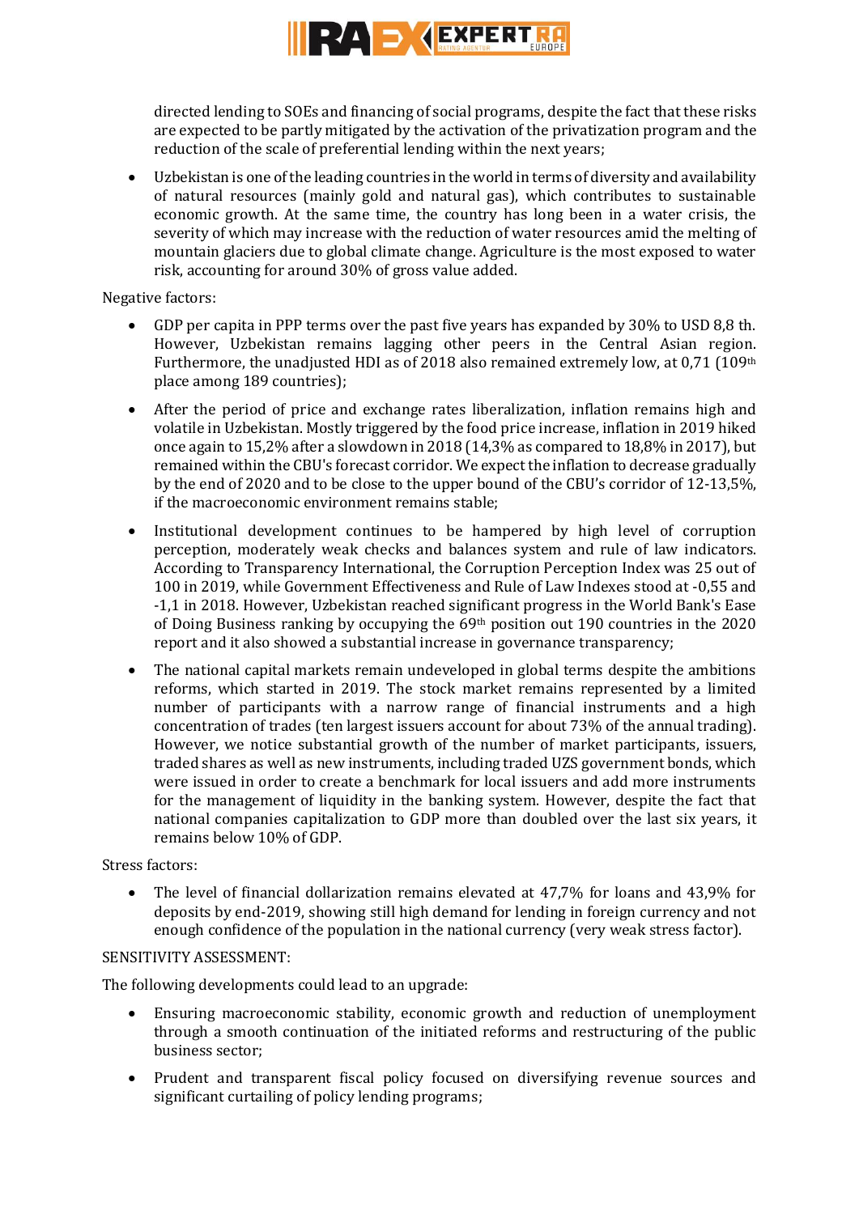directed lending to SOEs and financing of social programs, despite the fact that these risks are expected to be partly mitigated by the activation of the privatization program and the reduction of the scale of preferential lending within the next years;

- Uzbekistan is one of the leading countries in the world in terms of diversity and availability of natural resources (mainly gold and natural gas), which contributes to sustainable economic growth. At the same time, the country has long been in a water crisis, the severity of which may increase with the reduction of water resources amid the melting of mountain glaciers due to global climate change. Agriculture is the most exposed to water risk, accounting for around 30% of gross value added.

Negative factors:

- GDP per capita in PPP terms over the past five years has expanded by 30% to USD 8,8 th. However, Uzbekistan remains lagging other peers in the Central Asian region. Furthermore, the unadjusted HDI as of 2018 also remained extremely low, at 0,71 (109th place among 189 countries);
- After the period of price and exchange rates liberalization, inflation remains high and volatile in Uzbekistan. Mostly triggered by the food price increase, inflation in 2019 hiked once again to 15,2% after a slowdown in 2018 (14,3% as compared to 18,8% in 2017), but remained within the CBU's forecast corridor. We expect the inflation to decrease gradually by the end of 2020 and to be close to the upper bound of the CBU's corridor of 12-13,5%, if the macroeconomic environment remains stable;
- Institutional development continues to be hampered by high level of corruption perception, moderately weak checks and balances system and rule of law indicators. According to Transparency International, the Corruption Perception Index was 25 out of 100 in 2019, while Government Effectiveness and Rule of Law Indexes stood at -0,55 and -1,1 in 2018. However, Uzbekistan reached significant progress in the World Bank's Ease of Doing Business ranking by occupying the 69th position out 190 countries in the 2020 report and it also showed a substantial increase in governance transparency;
- The national capital markets remain undeveloped in global terms despite the ambitions reforms, which started in 2019. The stock market remains represented by a limited number of participants with a narrow range of financial instruments and a high concentration of trades (ten largest issuers account for about 73% of the annual trading). However, we notice substantial growth of the number of market participants, issuers, traded shares as well as new instruments, including traded UZS government bonds, which were issued in order to create a benchmark for local issuers and add more instruments for the management of liquidity in the banking system. However, despite the fact that national companies capitalization to GDP more than doubled over the last six years, it remains below 10% of GDP.

Stress factors:

- The level of financial dollarization remains elevated at 47,7% for loans and 43,9% for deposits by end-2019, showing still high demand for lending in foreign currency and not enough confidence of the population in the national currency (very weak stress factor).

SENSITIVITY ASSESSMENT:

The following developments could lead to an upgrade:

- Ensuring macroeconomic stability, economic growth and reduction of unemployment through a smooth continuation of the initiated reforms and restructuring of the public business sector;
- Prudent and transparent fiscal policy focused on diversifying revenue sources and significant curtailing of policy lending programs;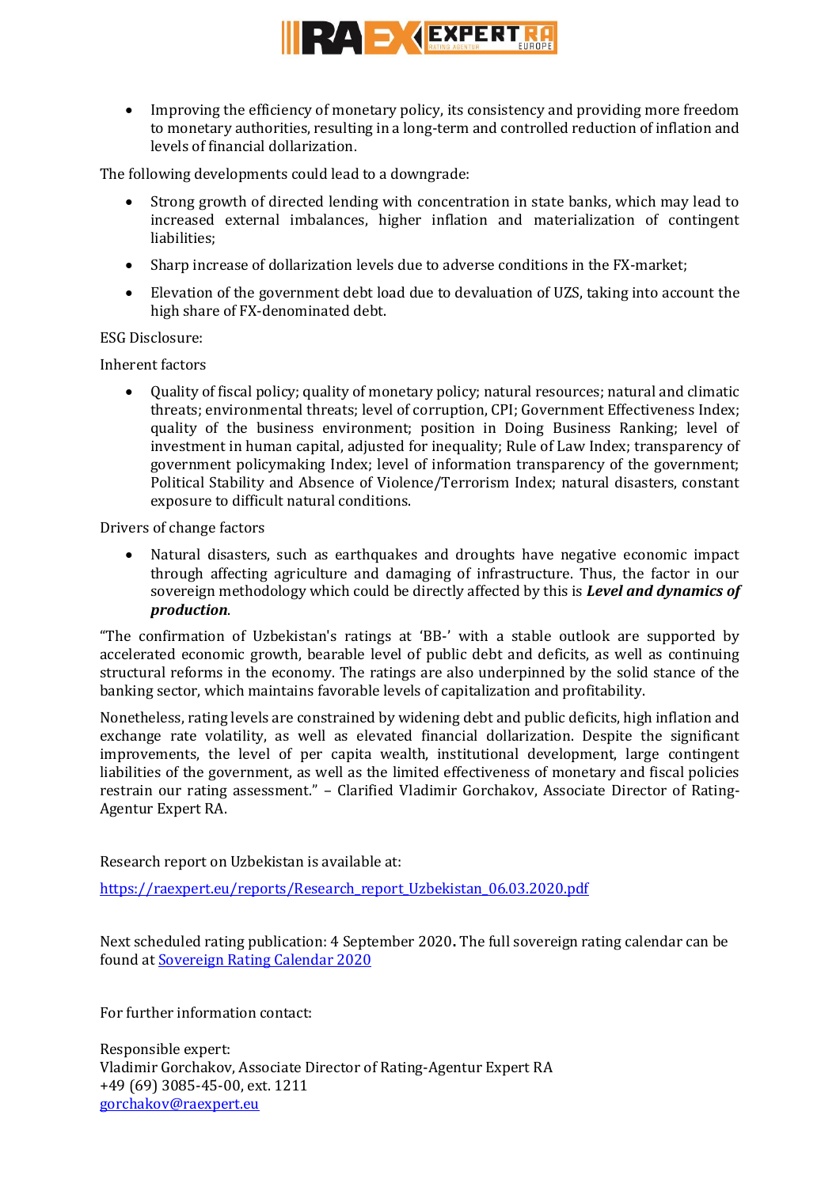- Improving the efficiency of monetary policy, its consistency and providing more freedom to monetary authorities, resulting in a long-term and controlled reduction of inflation and levels of financial dollarization.

The following developments could lead to a downgrade:

- Strong growth of directed lending with concentration in state banks, which may lead to increased external imbalances, higher inflation and materialization of contingent liabilities;
- Sharp increase of dollarization levels due to adverse conditions in the FX-market;
- Elevation of the government debt load due to devaluation of UZS, taking into account the high share of FX-denominated debt.

ESG Disclosure:

Inherent factors

- Quality of fiscal policy; quality of monetary policy; natural resources; natural and climatic threats; environmental threats; level of corruption, CPI; Government Effectiveness Index; quality of the business environment; position in Doing Business Ranking; level of investment in human capital, adjusted for inequality; Rule of Law Index; transparency of government policymaking Index; level of information transparency of the government; Political Stability and Absence of Violence/Terrorism Index; natural disasters, constant exposure to difficult natural conditions.

Drivers of change factors

- Natural disasters, such as earthquakes and droughts have negative economic impact through affecting agriculture and damaging of infrastructure. Thus, the factor in our sovereign methodology which could be directly affected by this is ***Level and dynamics of production***.

“The confirmation of Uzbekistan's ratings at ‘BB-’ with a stable outlook are supported by accelerated economic growth, bearable level of public debt and deficits, as well as continuing structural reforms in the economy. The ratings are also underpinned by the solid stance of the banking sector, which maintains favorable levels of capitalization and profitability.

Nonetheless, rating levels are constrained by widening debt and public deficits, high inflation and exchange rate volatility, as well as elevated financial dollarization. Despite the significant improvements, the level of per capita wealth, institutional development, large contingent liabilities of the government, as well as the limited effectiveness of monetary and fiscal policies restrain our rating assessment.” – Clarified Vladimir Gorchakov, Associate Director of Rating-Agentur Expert RA.

Research report on Uzbekistan is available at:

https://raexpert.eu/reports/Research_report_Uzbekistan_06.03.2020.pdf

Next scheduled rating publication: 4 September 2020**.** The full sovereign rating calendar can be found at Sovereign Rating Calendar 2020

For further information contact:

Responsible expert:
Vladimir Gorchakov, Associate Director of Rating-Agentur Expert RA
+49 (69) 3085-45-00, ext. 1211
gorchakov@raexpert.eu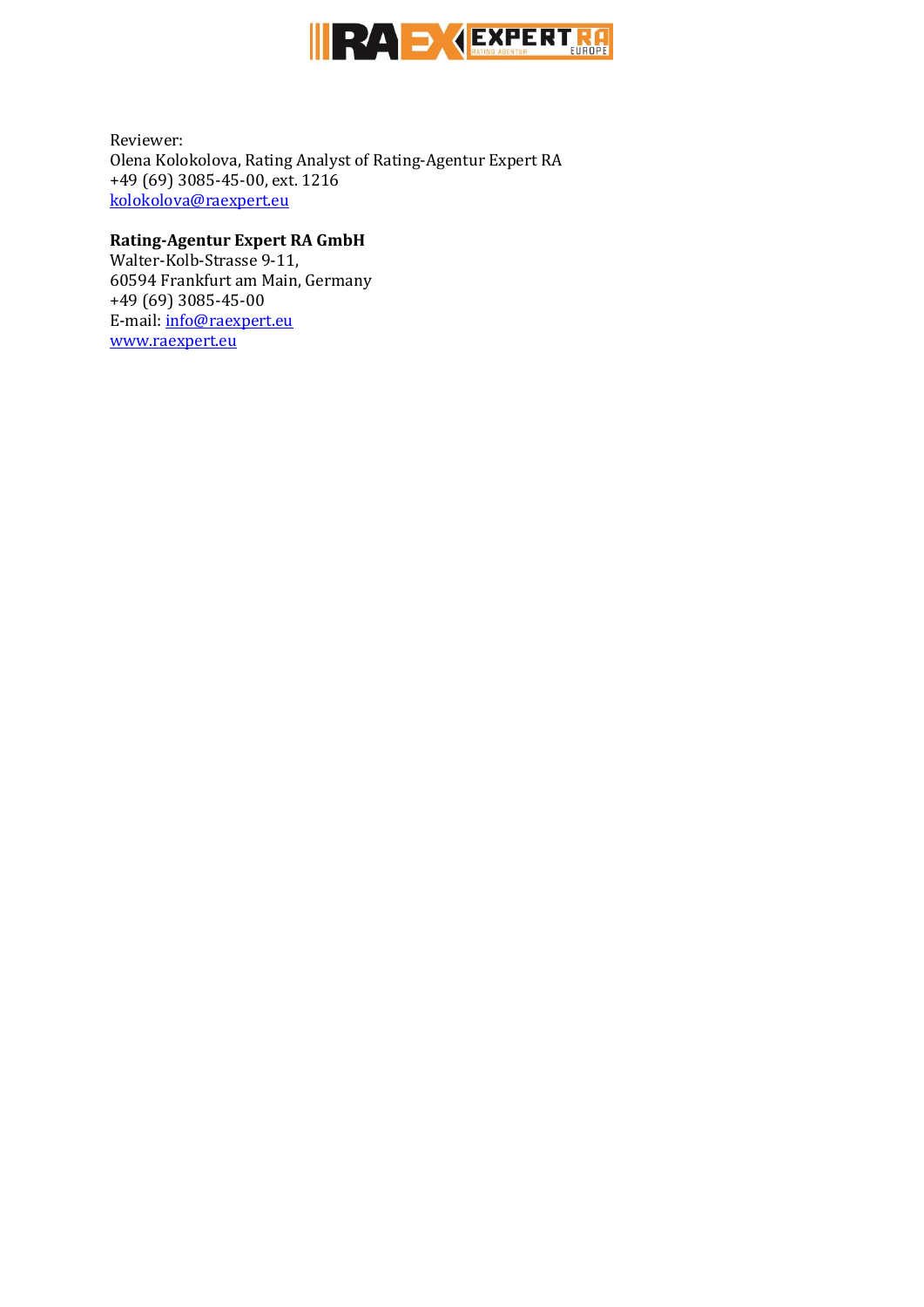Reviewer:
Olena Kolokolova, Rating Analyst of Rating-Agentur Expert RA
+49 (69) 3085-45-00, ext. 1216
kolokolova@raexpert.eu

**Rating-Agentur Expert RA GmbH**
Walter-Kolb-Strasse 9-11,
60594 Frankfurt am Main, Germany
+49 (69) 3085-45-00
E-mail: info@raexpert.eu
www.raexpert.eu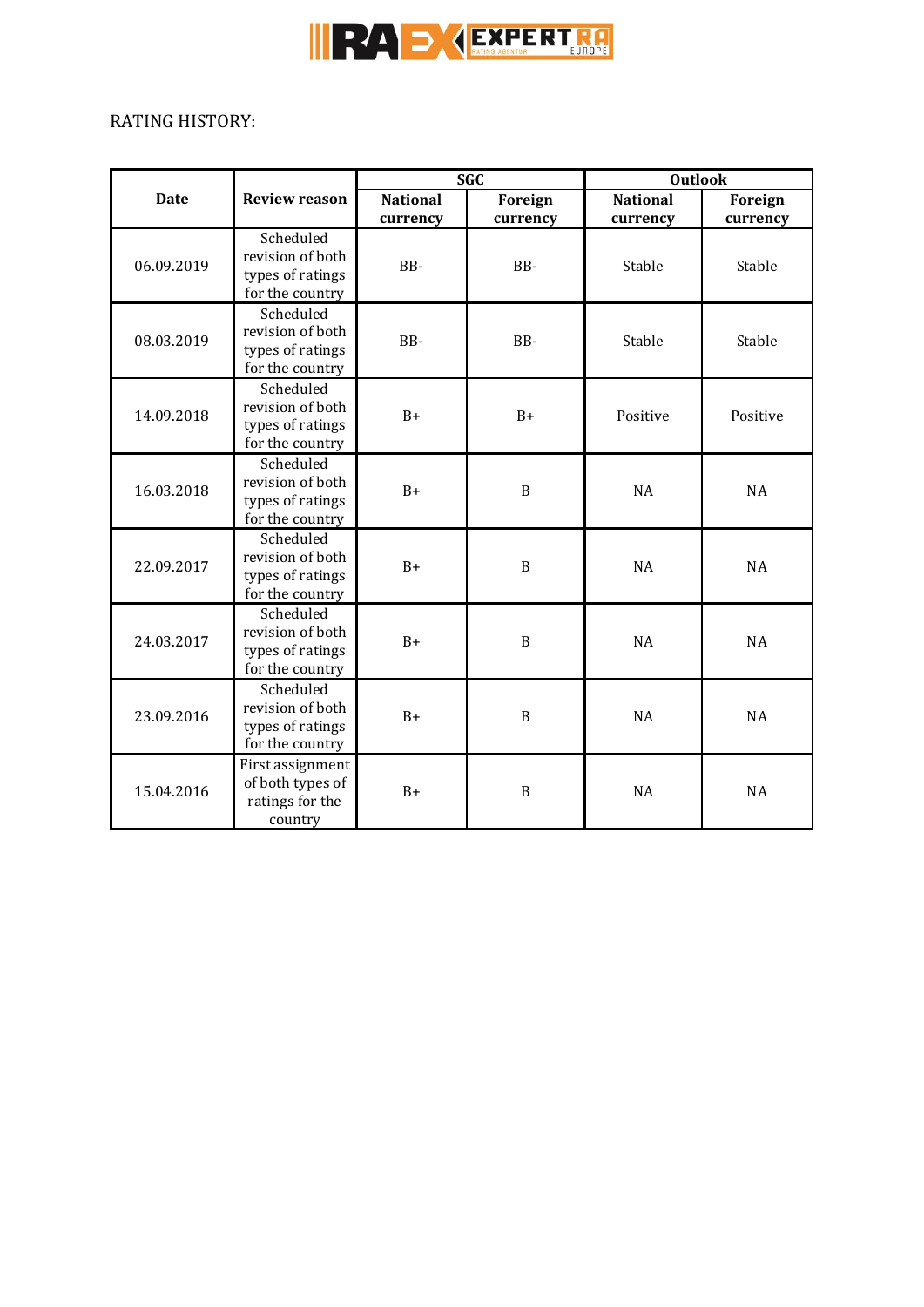RATING HISTORY:

| Date | Review reason | SGC | | Outlook | |
|---|---|---|---|---|---|
| | | National currency | Foreign currency | National currency | Foreign currency |
| 06.09.2019 | Scheduled revision of both types of ratings for the country | BB- | BB- | Stable | Stable |
| 08.03.2019 | Scheduled revision of both types of ratings for the country | BB- | BB- | Stable | Stable |
| 14.09.2018 | Scheduled revision of both types of ratings for the country | B+ | B+ | Positive | Positive |
| 16.03.2018 | Scheduled revision of both types of ratings for the country | B+ | B | NA | NA |
| 22.09.2017 | Scheduled revision of both types of ratings for the country | B+ | B | NA | NA |
| 24.03.2017 | Scheduled revision of both types of ratings for the country | B+ | B | NA | NA |
| 23.09.2016 | Scheduled revision of both types of ratings for the country | B+ | B | NA | NA |
| 15.04.2016 | First assignment of both types of ratings for the country | B+ | B | NA | NA |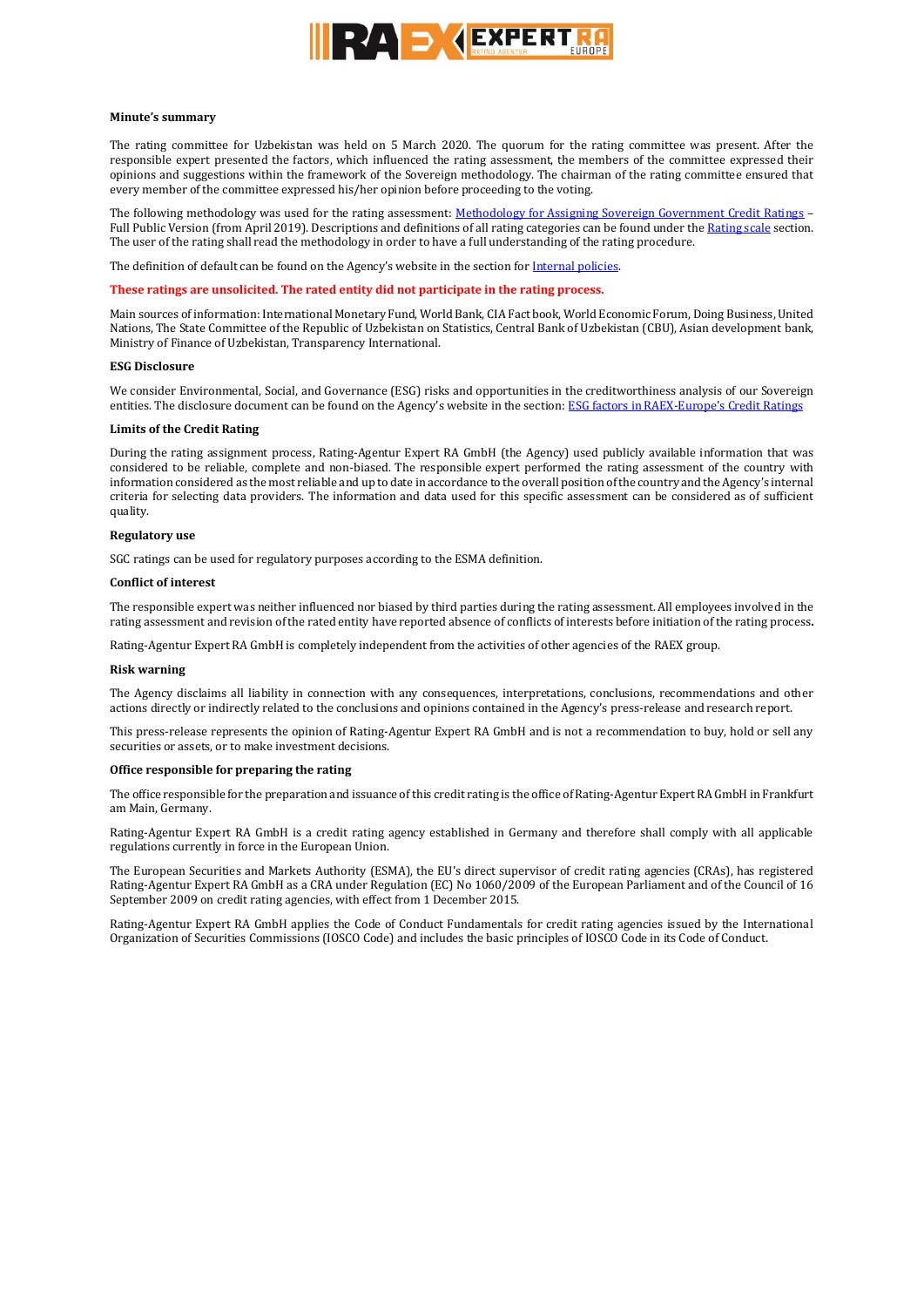**Minute's summary**

The rating committee for Uzbekistan was held on 5 March 2020. The quorum for the rating committee was present. After the responsible expert presented the factors, which influenced the rating assessment, the members of the committee expressed their opinions and suggestions within the framework of the Sovereign methodology. The chairman of the rating committee ensured that every member of the committee expressed his/her opinion before proceeding to the voting.

The following methodology was used for the rating assessment: Methodology for Assigning Sovereign Government Credit Ratings – Full Public Version (from April 2019). Descriptions and definitions of all rating categories can be found under the Rating scale section. The user of the rating shall read the methodology in order to have a full understanding of the rating procedure.

The definition of default can be found on the Agency's website in the section for Internal policies.

**These ratings are unsolicited. The rated entity did not participate in the rating process.**

Main sources of information: International Monetary Fund, World Bank, CIA Fact book, World Economic Forum, Doing Business, United Nations, The State Committee of the Republic of Uzbekistan on Statistics, Central Bank of Uzbekistan (CBU), Asian development bank, Ministry of Finance of Uzbekistan, Transparency International.

**ESG Disclosure**

We consider Environmental, Social, and Governance (ESG) risks and opportunities in the creditworthiness analysis of our Sovereign entities. The disclosure document can be found on the Agency's website in the section: ESG factors in RAEX-Europe's Credit Ratings

**Limits of the Credit Rating**

During the rating assignment process, Rating-Agentur Expert RA GmbH (the Agency) used publicly available information that was considered to be reliable, complete and non-biased. The responsible expert performed the rating assessment of the country with information considered as the most reliable and up to date in accordance to the overall position of the country and the Agency's internal criteria for selecting data providers. The information and data used for this specific assessment can be considered as of sufficient quality.

**Regulatory use**

SGC ratings can be used for regulatory purposes according to the ESMA definition.

**Conflict of interest**

The responsible expert was neither influenced nor biased by third parties during the rating assessment. All employees involved in the rating assessment and revision of the rated entity have reported absence of conflicts of interests before initiation of the rating process**.**

Rating-Agentur Expert RA GmbH is completely independent from the activities of other agencies of the RAEX group.

**Risk warning**

The Agency disclaims all liability in connection with any consequences, interpretations, conclusions, recommendations and other actions directly or indirectly related to the conclusions and opinions contained in the Agency's press-release and research report.

This press-release represents the opinion of Rating-Agentur Expert RA GmbH and is not a recommendation to buy, hold or sell any securities or assets, or to make investment decisions.

**Office responsible for preparing the rating**

The office responsible for the preparation and issuance of this credit rating is the office of Rating-Agentur Expert RA GmbH in Frankfurt am Main, Germany.

Rating-Agentur Expert RA GmbH is a credit rating agency established in Germany and therefore shall comply with all applicable regulations currently in force in the European Union.

The European Securities and Markets Authority (ESMA), the EU's direct supervisor of credit rating agencies (CRAs), has registered Rating-Agentur Expert RA GmbH as a CRA under Regulation (EC) No 1060/2009 of the European Parliament and of the Council of 16 September 2009 on credit rating agencies, with effect from 1 December 2015.

Rating-Agentur Expert RA GmbH applies the Code of Conduct Fundamentals for credit rating agencies issued by the International Organization of Securities Commissions (IOSCO Code) and includes the basic principles of IOSCO Code in its Code of Conduct.